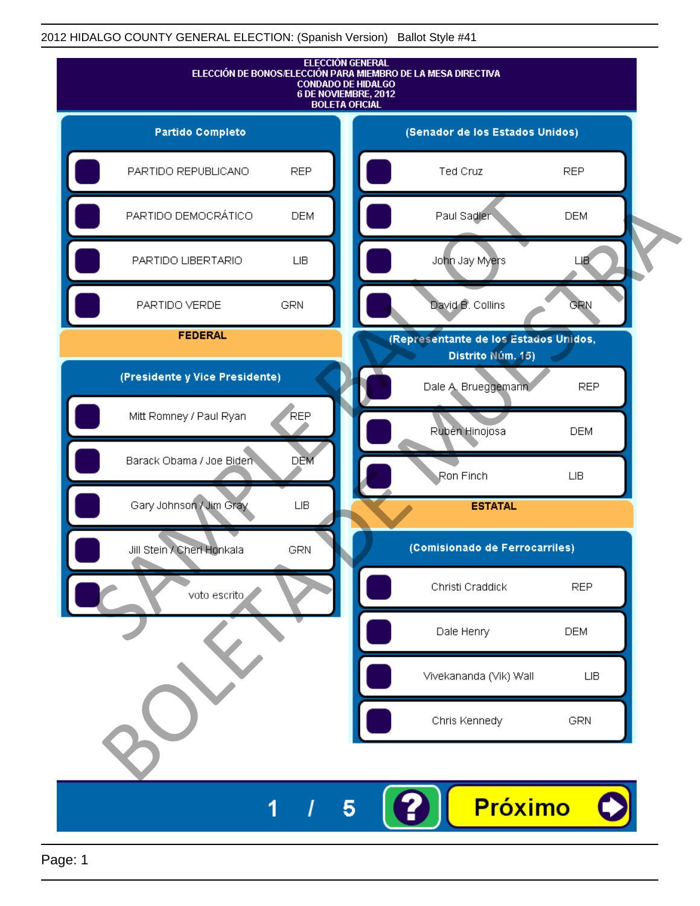2012 HIDALGO COUNTY GENERAL ELECTION: (Spanish Version) Ballot Style #41

# ELECCIÓN GENERAL
## ELECCIÓN DE BONOS/ELECCIÓN PARA MIEMBRO DE LA MESA DIRECTIVA
## CONDADO DE HIDALGO
## 6 DE NOVIEMBRE, 2012
## BOLETA OFICIAL

### Partido Completo

| Partido | |
|---|---|
| PARTIDO REPUBLICANO | REP |
| PARTIDO DEMOCRÁTICO | DEM |
| PARTIDO LIBERTARIO | LIB |
| PARTIDO VERDE | GRN |

### FEDERAL

#### (Presidente y Vice Presidente)

| Candidato | Partido |
|---|---|
| Mitt Romney / Paul Ryan | REP |
| Barack Obama / Joe Biden | DEM |
| Gary Johnson / Jim Gray | LIB |
| Jill Stein / Cheri Honkala | GRN |
| voto escrito | |

#### (Senador de los Estados Unidos)

| Candidato | Partido |
|---|---|
| Ted Cruz | REP |
| Paul Sadler | DEM |
| John Jay Myers | LIB |
| David B. Collins | GRN |

#### (Representante de los Estados Unidos, Distrito Núm. 15)

| Candidato | Partido |
|---|---|
| Dale A. Brueggemann | REP |
| Rubén Hinojosa | DEM |
| Ron Finch | LIB |

### ESTATAL

#### (Comisionado de Ferrocarriles)

| Candidato | Partido |
|---|---|
| Christi Craddick | REP |
| Dale Henry | DEM |
| Vivekananda (Vik) Wall | LIB |
| Chris Kennedy | GRN |

SAMPLE BALLOT
BOLETA DE MUESTRA

1 / 5

Próximo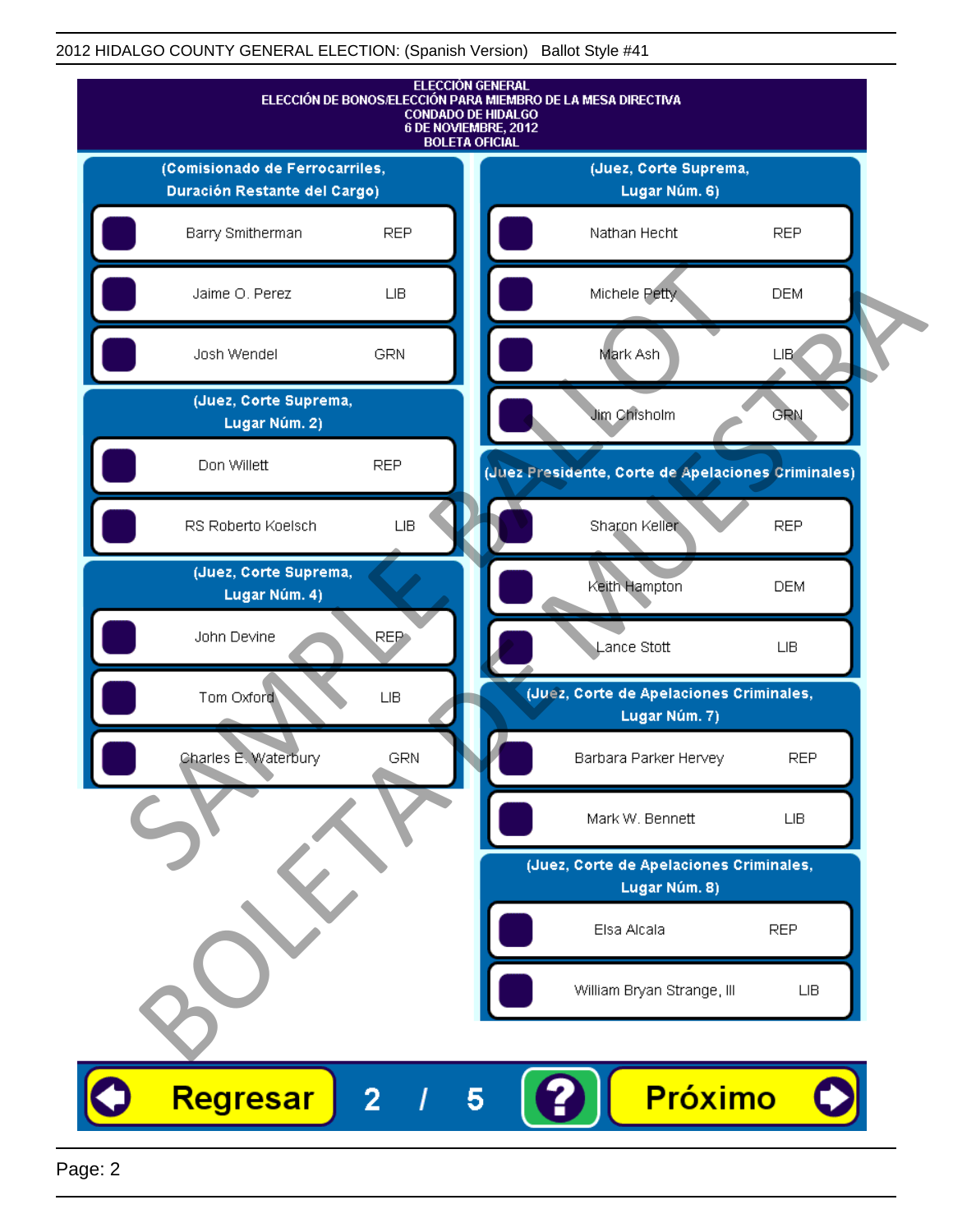ELECCIÓN GENERAL
ELECCIÓN DE BONOS/ELECCIÓN PARA MIEMBRO DE LA MESA DIRECTIVA
CONDADO DE HIDALGO
6 DE NOVIEMBRE, 2012
BOLETA OFICIAL

**(Comisionado de Ferrocarriles, Duración Restante del Cargo)**

| Candidato | Partido |
|---|---|
| Barry Smitherman | REP |
| Jaime O. Perez | LIB |
| Josh Wendel | GRN |

**(Juez, Corte Suprema, Lugar Núm. 2)**

| Candidato | Partido |
|---|---|
| Don Willett | REP |
| RS Roberto Koelsch | LIB |

**(Juez, Corte Suprema, Lugar Núm. 4)**

| Candidato | Partido |
|---|---|
| John Devine | REP |
| Tom Oxford | LIB |
| Charles E. Waterbury | GRN |

**(Juez, Corte Suprema, Lugar Núm. 6)**

| Candidato | Partido |
|---|---|
| Nathan Hecht | REP |
| Michele Petty | DEM |
| Mark Ash | LIB |
| Jim Chisholm | GRN |

**(Juez Presidente, Corte de Apelaciones Criminales)**

| Candidato | Partido |
|---|---|
| Sharon Keller | REP |
| Keith Hampton | DEM |
| Lance Stott | LIB |

**(Juez, Corte de Apelaciones Criminales, Lugar Núm. 7)**

| Candidato | Partido |
|---|---|
| Barbara Parker Hervey | REP |
| Mark W. Bennett | LIB |

**(Juez, Corte de Apelaciones Criminales, Lugar Núm. 8)**

| Candidato | Partido |
|---|---|
| Elsa Alcala | REP |
| William Bryan Strange, III | LIB |

Regresar 2 / 5 ? Próximo

SAMPLE BALLOT
BOLETA DE MUESTRA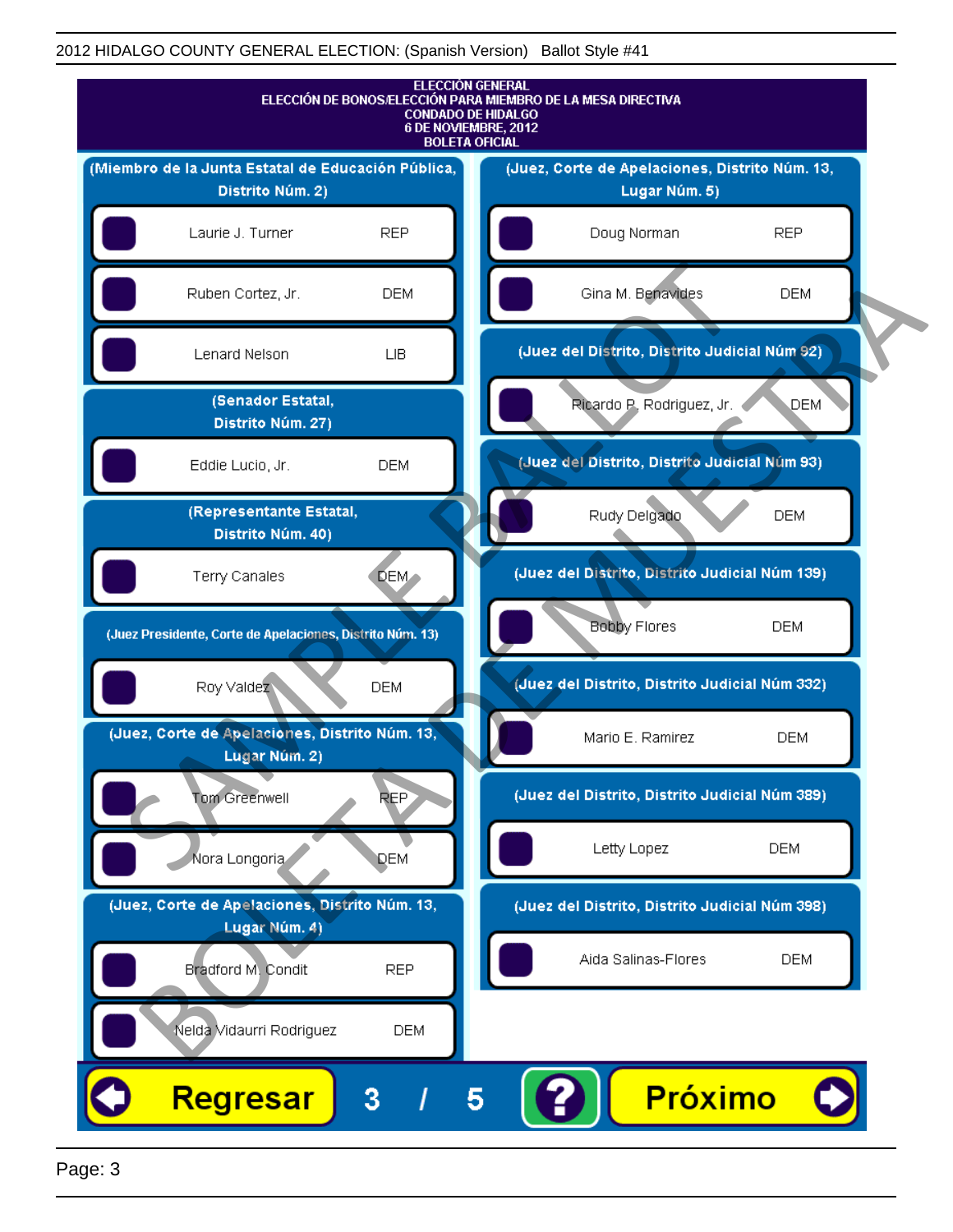2012 HIDALGO COUNTY GENERAL ELECTION: (Spanish Version) Ballot Style #41

# ELECCIÓN GENERAL
## ELECCIÓN DE BONOS/ELECCIÓN PARA MIEMBRO DE LA MESA DIRECTIVA
## CONDADO DE HIDALGO
## 6 DE NOVIEMBRE, 2012
## BOLETA OFICIAL

**(Miembro de la Junta Estatal de Educación Pública, Distrito Núm. 2)**

| Candidato | Partido |
|---|---|
| Laurie J. Turner | REP |
| Ruben Cortez, Jr. | DEM |
| Lenard Nelson | LIB |

**(Senador Estatal, Distrito Núm. 27)**

| Candidato | Partido |
|---|---|
| Eddie Lucio, Jr. | DEM |

**(Representante Estatal, Distrito Núm. 40)**

| Candidato | Partido |
|---|---|
| Terry Canales | DEM |

**(Juez Presidente, Corte de Apelaciones, Distrito Núm. 13)**

| Candidato | Partido |
|---|---|
| Roy Valdez | DEM |

**(Juez, Corte de Apelaciones, Distrito Núm. 13, Lugar Núm. 2)**

| Candidato | Partido |
|---|---|
| Tom Greenwell | REP |
| Nora Longoria | DEM |

**(Juez, Corte de Apelaciones, Distrito Núm. 13, Lugar Núm. 4)**

| Candidato | Partido |
|---|---|
| Bradford M. Condit | REP |
| Nelda Vidaurri Rodriguez | DEM |

**(Juez, Corte de Apelaciones, Distrito Núm. 13, Lugar Núm. 5)**

| Candidato | Partido |
|---|---|
| Doug Norman | REP |
| Gina M. Benavides | DEM |

**(Juez del Distrito, Distrito Judicial Núm 92)**

| Candidato | Partido |
|---|---|
| Ricardo P. Rodriguez, Jr. | DEM |

**(Juez del Distrito, Distrito Judicial Núm 93)**

| Candidato | Partido |
|---|---|
| Rudy Delgado | DEM |

**(Juez del Distrito, Distrito Judicial Núm 139)**

| Candidato | Partido |
|---|---|
| Bobby Flores | DEM |

**(Juez del Distrito, Distrito Judicial Núm 332)**

| Candidato | Partido |
|---|---|
| Mario E. Ramirez | DEM |

**(Juez del Distrito, Distrito Judicial Núm 389)**

| Candidato | Partido |
|---|---|
| Letty Lopez | DEM |

**(Juez del Distrito, Distrito Judicial Núm 398)**

| Candidato | Partido |
|---|---|
| Aida Salinas-Flores | DEM |

Regresar 3 / 5 ? Próximo

SAMPLE BALLOT BOLETA DE MUESTRA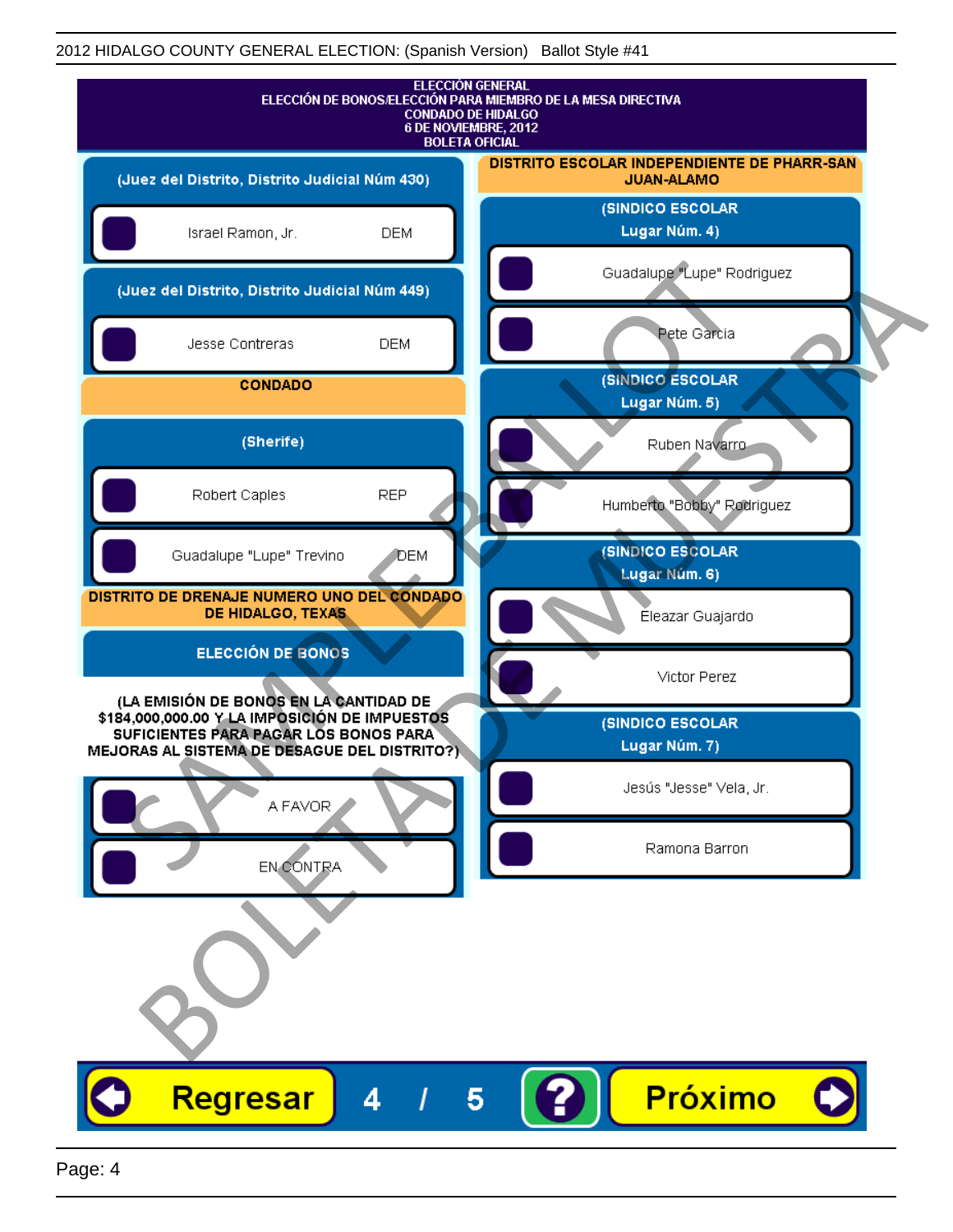2012 HIDALGO COUNTY GENERAL ELECTION: (Spanish Version) Ballot Style #41

**ELECCIÓN GENERAL**
**ELECCIÓN DE BONOS/ELECCIÓN PARA MIEMBRO DE LA MESA DIRECTIVA**
**CONDADO DE HIDALGO**
**6 DE NOVIEMBRE, 2012**
**BOLETA OFICIAL**

### (Juez del Distrito, Distrito Judicial Núm 430)

- Israel Ramon, Jr. — DEM

### (Juez del Distrito, Distrito Judicial Núm 449)

- Jesse Contreras — DEM

## CONDADO

### (Sherife)

- Robert Caples — REP
- Guadalupe "Lupe" Trevino — DEM

## DISTRITO DE DRENAJE NUMERO UNO DEL CONDADO DE HIDALGO, TEXAS

### ELECCIÓN DE BONOS

**(LA EMISIÓN DE BONOS EN LA CANTIDAD DE $184,000,000.00 Y LA IMPOSICIÓN DE IMPUESTOS SUFICIENTES PARA PAGAR LOS BONOS PARA MEJORAS AL SISTEMA DE DESAGUE DEL DISTRITO?)**

- A FAVOR
- EN CONTRA

## DISTRITO ESCOLAR INDEPENDIENTE DE PHARR-SAN JUAN-ALAMO

### (SINDICO ESCOLAR Lugar Núm. 4)

- Guadalupe "Lupe" Rodriguez
- Pete Garcia

### (SINDICO ESCOLAR Lugar Núm. 5)

- Ruben Navarro
- Humberto "Bobby" Rodriguez

### (SINDICO ESCOLAR Lugar Núm. 6)

- Eleazar Guajardo
- Victor Perez

### (SINDICO ESCOLAR Lugar Núm. 7)

- Jesús "Jesse" Vela, Jr.
- Ramona Barron

SAMPLE BALLOT
BOLETA DE MUESTRA

Regresar 4 / 5 ? Próximo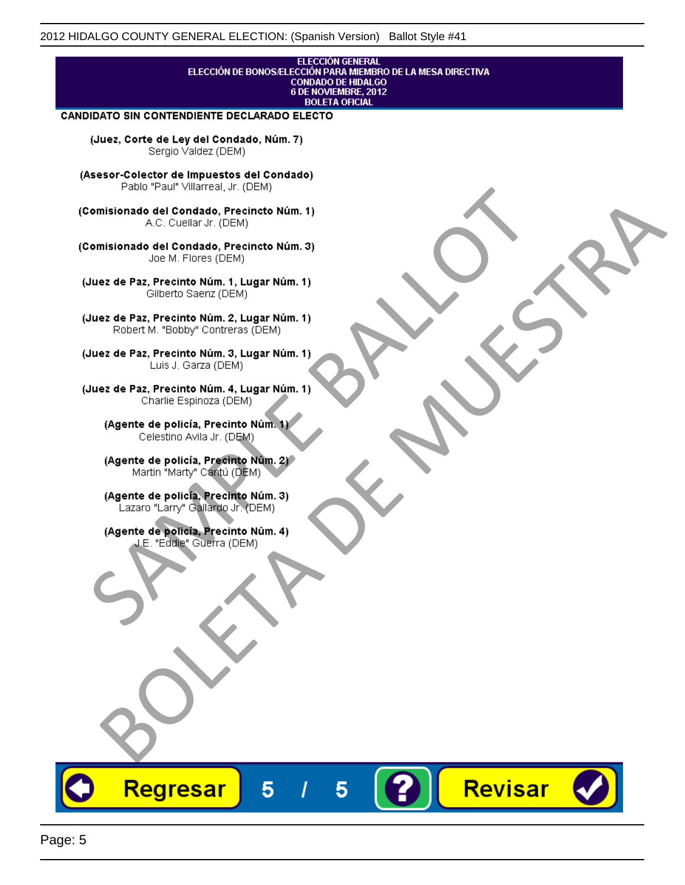ELECCIÓN GENERAL
ELECCIÓN DE BONOS/ELECCIÓN PARA MIEMBRO DE LA MESA DIRECTIVA
CONDADO DE HIDALGO
6 DE NOVIEMBRE, 2012
BOLETA OFICIAL

**CANDIDATO SIN CONTENDIENTE DECLARADO ELECTO**

**(Juez, Corte de Ley del Condado, Núm. 7)**
Sergio Valdez (DEM)

**(Asesor-Colector de Impuestos del Condado)**
Pablo "Paul" Villarreal, Jr. (DEM)

**(Comisionado del Condado, Precincto Núm. 1)**
A.C. Cuellar Jr. (DEM)

**(Comisionado del Condado, Precincto Núm. 3)**
Joe M. Flores (DEM)

**(Juez de Paz, Precinto Núm. 1, Lugar Núm. 1)**
Gilberto Saenz (DEM)

**(Juez de Paz, Precinto Núm. 2, Lugar Núm. 1)**
Robert M. "Bobby" Contreras (DEM)

**(Juez de Paz, Precinto Núm. 3, Lugar Núm. 1)**
Luis J. Garza (DEM)

**(Juez de Paz, Precinto Núm. 4, Lugar Núm. 1)**
Charlie Espinoza (DEM)

**(Agente de policía, Precinto Núm. 1)**
Celestino Avila Jr. (DEM)

**(Agente de policía, Precinto Núm. 2)**
Martin "Marty" Cantú (DEM)

**(Agente de policía, Precinto Núm. 3)**
Lazaro "Larry" Gallardo Jr. (DEM)

**(Agente de policía, Precinto Núm. 4)**
J.E. "Eddie" Guerra (DEM)

SAMPLE BALLOT
BOLETA DE MUESTRA

Regresar 5 / 5 ? Revisar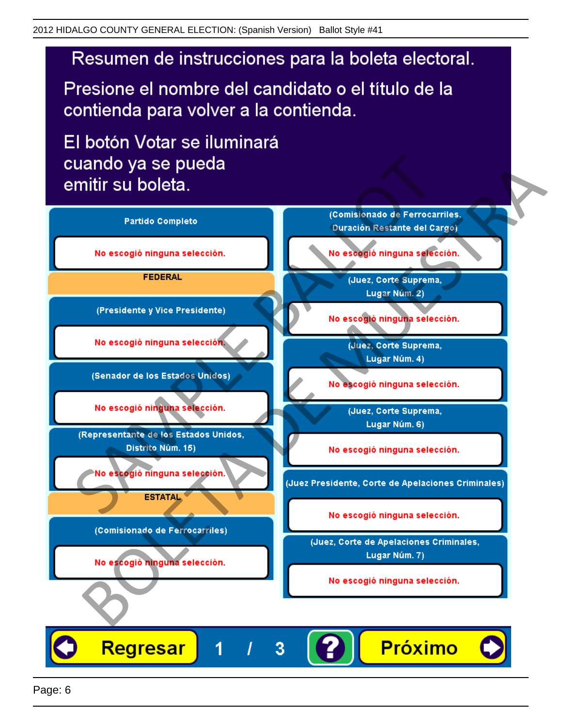2012 HIDALGO COUNTY GENERAL ELECTION: (Spanish Version) Ballot Style #41

# Resumen de instrucciones para la boleta electoral.

Presione el nombre del candidato o el título de la contienda para volver a la contienda.

El botón Votar se iluminará cuando ya se pueda emitir su boleta.

**Partido Completo**

No escogió ninguna selección.

**FEDERAL**

**(Presidente y Vice Presidente)**

No escogió ninguna selección.

**(Senador de los Estados Unidos)**

No escogió ninguna selección.

**(Representante de los Estados Unidos, Distrito Núm. 15)**

No escogió ninguna selección.

**ESTATAL**

**(Comisionado de Ferrocarriles)**

No escogió ninguna selección.

**(Comisionado de Ferrocarriles, Duración Restante del Cargo)**

No escogió ninguna selección.

**(Juez, Corte Suprema, Lugar Núm. 2)**

No escogió ninguna selección.

**(Juez, Corte Suprema, Lugar Núm. 4)**

No escogió ninguna selección.

**(Juez, Corte Suprema, Lugar Núm. 6)**

No escogió ninguna selección.

**(Juez Presidente, Corte de Apelaciones Criminales)**

No escogió ninguna selección.

**(Juez, Corte de Apelaciones Criminales, Lugar Núm. 7)**

No escogió ninguna selección.

Regresar 1 / 3 ? Próximo

SAMPLE BALLOT BOLETA DE MUESTRA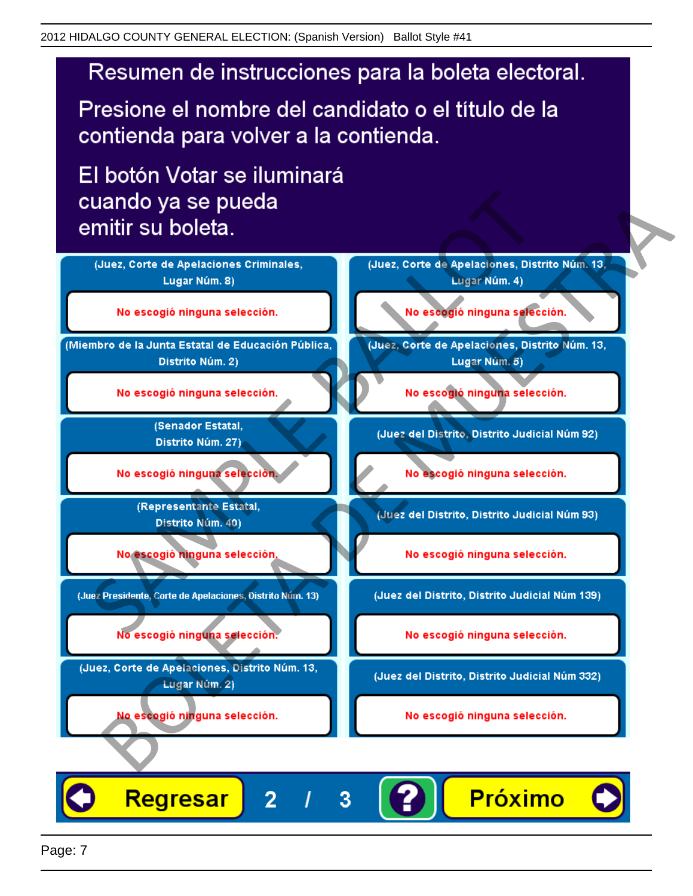# Resumen de instrucciones para la boleta electoral.

Presione el nombre del candidato o el título de la contienda para volver a la contienda.

El botón Votar se iluminará cuando ya se pueda emitir su boleta.

(Juez, Corte de Apelaciones Criminales, Lugar Núm. 8)

No escogió ninguna selección.

(Miembro de la Junta Estatal de Educación Pública, Distrito Núm. 2)

No escogió ninguna selección.

(Senador Estatal, Distrito Núm. 27)

No escogió ninguna selección.

(Representante Estatal, Distrito Núm. 40)

No escogió ninguna selección.

(Juez Presidente, Corte de Apelaciones, Distrito Núm. 13)

No escogió ninguna selección.

(Juez, Corte de Apelaciones, Distrito Núm. 13, Lugar Núm. 2)

No escogió ninguna selección.

(Juez, Corte de Apelaciones, Distrito Núm. 13, Lugar Núm. 4)

No escogió ninguna selección.

(Juez, Corte de Apelaciones, Distrito Núm. 13, Lugar Núm. 5)

No escogió ninguna selección.

(Juez del Distrito, Distrito Judicial Núm 92)

No escogió ninguna selección.

(Juez del Distrito, Distrito Judicial Núm 93)

No escogió ninguna selección.

(Juez del Distrito, Distrito Judicial Núm 139)

No escogió ninguna selección.

(Juez del Distrito, Distrito Judicial Núm 332)

No escogió ninguna selección.

Regresar 2 / 3 ? Próximo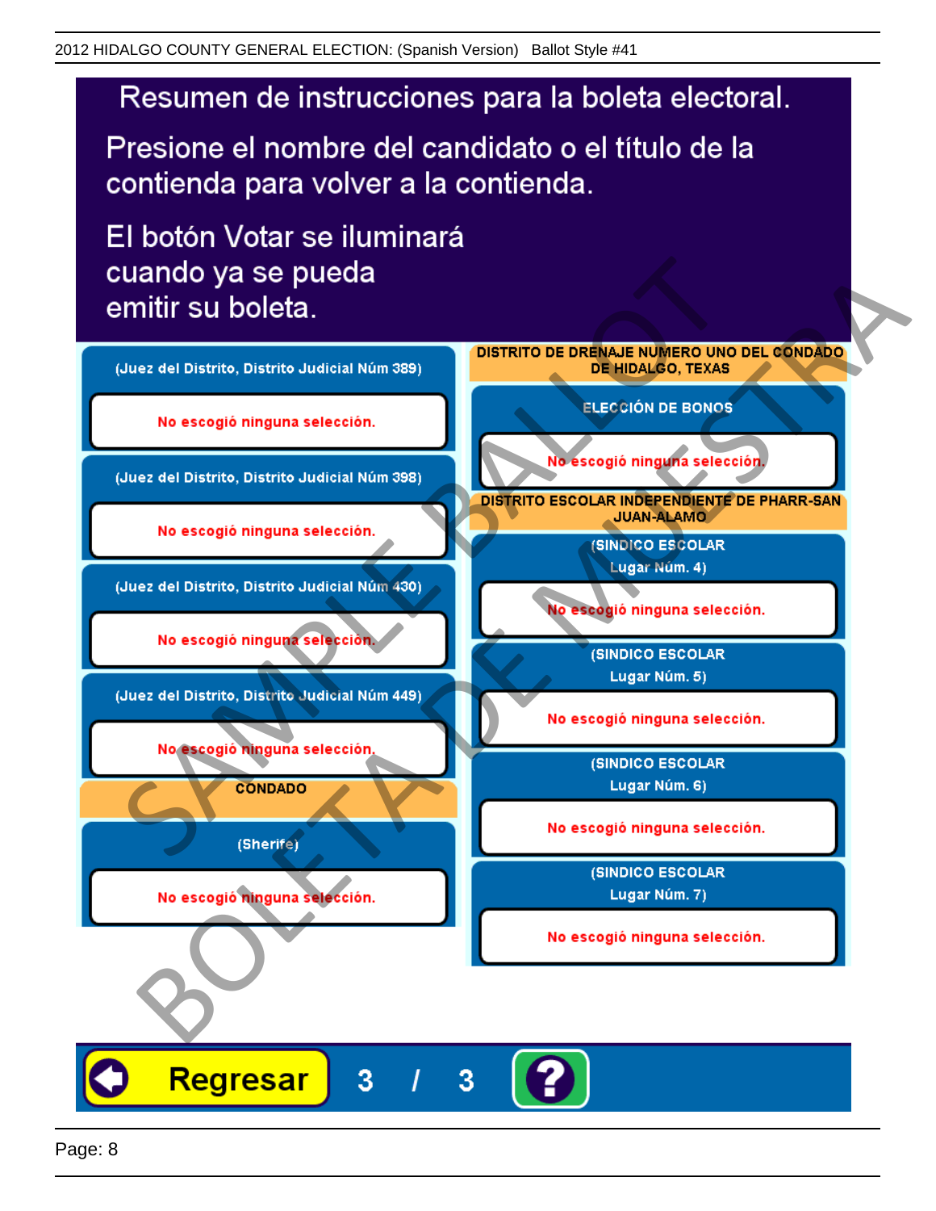# Resumen de instrucciones para la boleta electoral.

Presione el nombre del candidato o el título de la contienda para volver a la contienda.

El botón Votar se iluminará cuando ya se pueda emitir su boleta.

(Juez del Distrito, Distrito Judicial Núm 389)

No escogió ninguna selección.

(Juez del Distrito, Distrito Judicial Núm 398)

No escogió ninguna selección.

(Juez del Distrito, Distrito Judicial Núm 430)

No escogió ninguna selección.

(Juez del Distrito, Distrito Judicial Núm 449)

No escogió ninguna selección.

**CONDADO**

(Sherife)

No escogió ninguna selección.

**DISTRITO DE DRENAJE NUMERO UNO DEL CONDADO DE HIDALGO, TEXAS**

ELECCIÓN DE BONOS

No escogió ninguna selección.

**DISTRITO ESCOLAR INDEPENDIENTE DE PHARR-SAN JUAN-ALAMO**

(SINDICO ESCOLAR Lugar Núm. 4)

No escogió ninguna selección.

(SINDICO ESCOLAR Lugar Núm. 5)

No escogió ninguna selección.

(SINDICO ESCOLAR Lugar Núm. 6)

No escogió ninguna selección.

(SINDICO ESCOLAR Lugar Núm. 7)

No escogió ninguna selección.

Regresar 3 / 3 ?

SAMPLE BALLOT
BOLETA DE MUESTRA